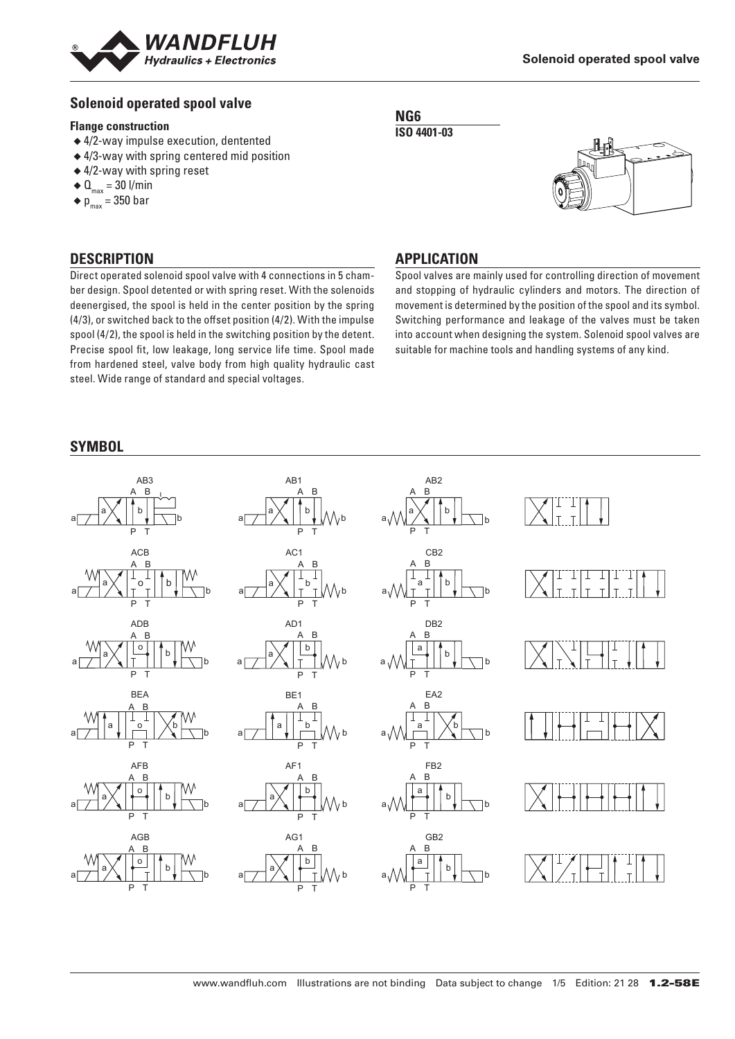# Solenoid operated spool valve

### Flange construction

- 4/2-way impulse execution, dentented
- 4/3-way with spring centered mid position
- 4/2-way with spring reset
- $Q_{max}$ = 30 l/min
- $p_{max}$ = 350 bar

**NG6**

**ISO 4401-03**

## DESCRIPTION

Direct operated solenoid spool valve with 4 connections in 5 chamber design. Spool detented or with spring reset. With the solenoids deenergised, the spool is held in the center position by the spring (4/3), or switched back to the offset position (4/2). With the impulse spool (4/2), the spool is held in the switching position by the detent. Precise spool fit, low leakage, long service life time. Spool made from hardened steel, valve body from high quality hydraulic cast steel. Wide range of standard and special voltages.

## APPLICATION

Spool valves are mainly used for controlling direction of movement and stopping of hydraulic cylinders and motors. The direction of movement is determined by the position of the spool and its symbol. Switching performance and leakage of the valves must be taken into account when designing the system. Solenoid spool valves are suitable for machine tools and handling systems of any kind.

## SYMBOL

AB3, AB1, AB2

ACB, AC1, CB2

ADB, AD1, DB2

BEA, BE1, EA2

AFB, AF1, FB2

AGB, AG1, GB2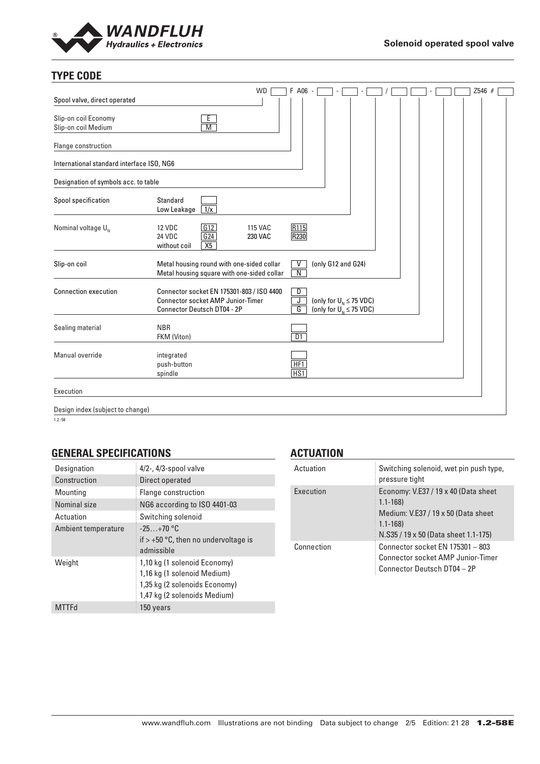## TYPE CODE

WD ☐ F A06 - ☐ - ☐ - ☐ / ☐ ☐ - ☐ ☐ Z546 # ☐

| Field | Option | Code |
|---|---|---|
| Spool valve, direct operated | | WD |
| Slip-on coil Economy | | E |
| Slip-on coil Medium | | M |
| Flange construction | | F |
| International standard interface ISO, NG6 | | A06 |
| Designation of symbols acc. to table | | |
| Spool specification | Standard | |
| | Low Leakage | 1/x |
| Nominal voltage $U_N$ | 12 VDC | G12 |
| | 24 VDC | G24 |
| | without coil | X5 |
| | 115 VAC | R115 |
| | 230 VAC | R230 |
| Slip-on coil | Metal housing round with one-sided collar | V (only G12 and G24) |
| | Metal housing square with one-sided collar | N |
| Connection execution | Connector socket EN 175301-803 / ISO 4400 | D |
| | Connector socket AMP Junior-Timer | J (only for $U_N \leq 75$ VDC) |
| | Connector Deutsch DT04 - 2P | G (only for $U_N \leq 75$ VDC) |
| Sealing material | NBR | |
| | FKM (Viton) | D1 |
| Manual override | integrated | |
| | push-button | HF1 |
| | spindle | HS1 |
| Execution | | |
| Design index (subject to change) | | |

1.2.-58

## GENERAL SPECIFICATIONS

| Designation | 4/2-, 4/3-spool valve |
|---|---|
| Construction | Direct operated |
| Mounting | Flange construction |
| Nominal size | NG6 according to ISO 4401-03 |
| Actuation | Switching solenoid |
| Ambient temperature | -25…+70 °C<br>if > +50 °C, then no undervoltage is admissible |
| Weight | 1,10 kg (1 solenoid Economy)<br>1,16 kg (1 solenoid Medium)<br>1,35 kg (2 solenoids Economy)<br>1,47 kg (2 solenoids Medium) |
| MTTFd | 150 years |

## ACTUATION

| Actuation | Switching solenoid, wet pin push type, pressure tight |
|---|---|
| Execution | Economy: V.E37 / 19 x 40 (Data sheet 1.1-168)<br>Medium: V.E37 / 19 x 50 (Data sheet 1.1-168)<br>N.S35 / 19 x 50 (Data sheet 1.1-175) |
| Connection | Connector socket EN 175301 – 803<br>Connector socket AMP Junior-Timer<br>Connector Deutsch DT04 – 2P |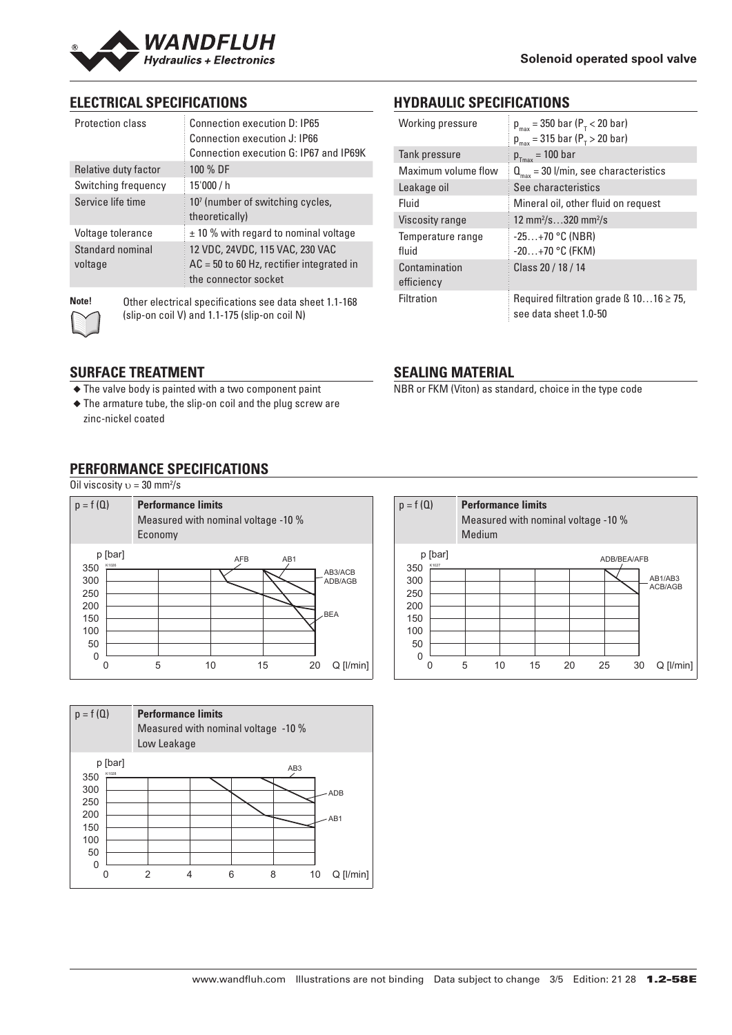## ELECTRICAL SPECIFICATIONS

| | |
|---|---|
| Protection class | Connection execution D: IP65<br>Connection execution J: IP66<br>Connection execution G: IP67 and IP69K |
| Relative duty factor | 100 % DF |
| Switching frequency | 15'000 / h |
| Service life time | $10^7$ (number of switching cycles, theoretically) |
| Voltage tolerance | ± 10 % with regard to nominal voltage |
| Standard nominal voltage | 12 VDC, 24VDC, 115 VAC, 230 VAC<br>AC = 50 to 60 Hz, rectifier integrated in the connector socket |

**Note!** Other electrical specifications see data sheet 1.1-168 (slip-on coil V) and 1.1-175 (slip-on coil N)

## HYDRAULIC SPECIFICATIONS

| | |
|---|---|
| Working pressure | $p_{max}$ = 350 bar ($P_T$ < 20 bar)<br>$p_{max}$ = 315 bar ($P_T$ > 20 bar) |
| Tank pressure | $p_{Tmax}$ = 100 bar |
| Maximum volume flow | $Q_{max}$ = 30 l/min, see characteristics |
| Leakage oil | See characteristics |
| Fluid | Mineral oil, other fluid on request |
| Viscosity range | 12 mm²/s…320 mm²/s |
| Temperature range fluid | -25…+70 °C (NBR)<br>-20…+70 °C (FKM) |
| Contamination efficiency | Class 20 / 18 / 14 |
| Filtration | Required filtration grade ß 10…16 ≥ 75, see data sheet 1.0-50 |

## SURFACE TREATMENT

- The valve body is painted with a two component paint
- The armature tube, the slip-on coil and the plug screw are zinc-nickel coated

## SEALING MATERIAL

NBR or FKM (Viton) as standard, choice in the type code

## PERFORMANCE SPECIFICATIONS

Oil viscosity υ = 30 mm²/s

$p = f(Q)$ **Performance limits**
Measured with nominal voltage -10 %
Economy

(Chart: p [bar] 0–350 vs. Q [l/min] 0–20; curves AFB, AB1, AB3/ACB, ADB/AGB, BEA)

$p = f(Q)$ **Performance limits**
Measured with nominal voltage -10 %
Medium

(Chart: p [bar] 0–350 vs. Q [l/min] 0–30; curves ADB/BEA/AFB, AB1/AB3, ACB/AGB)

$p = f(Q)$ **Performance limits**
Measured with nominal voltage -10 %
Low Leakage

(Chart: p [bar] 0–350 vs. Q [l/min] 0–10; curves AB3, ADB, AB1)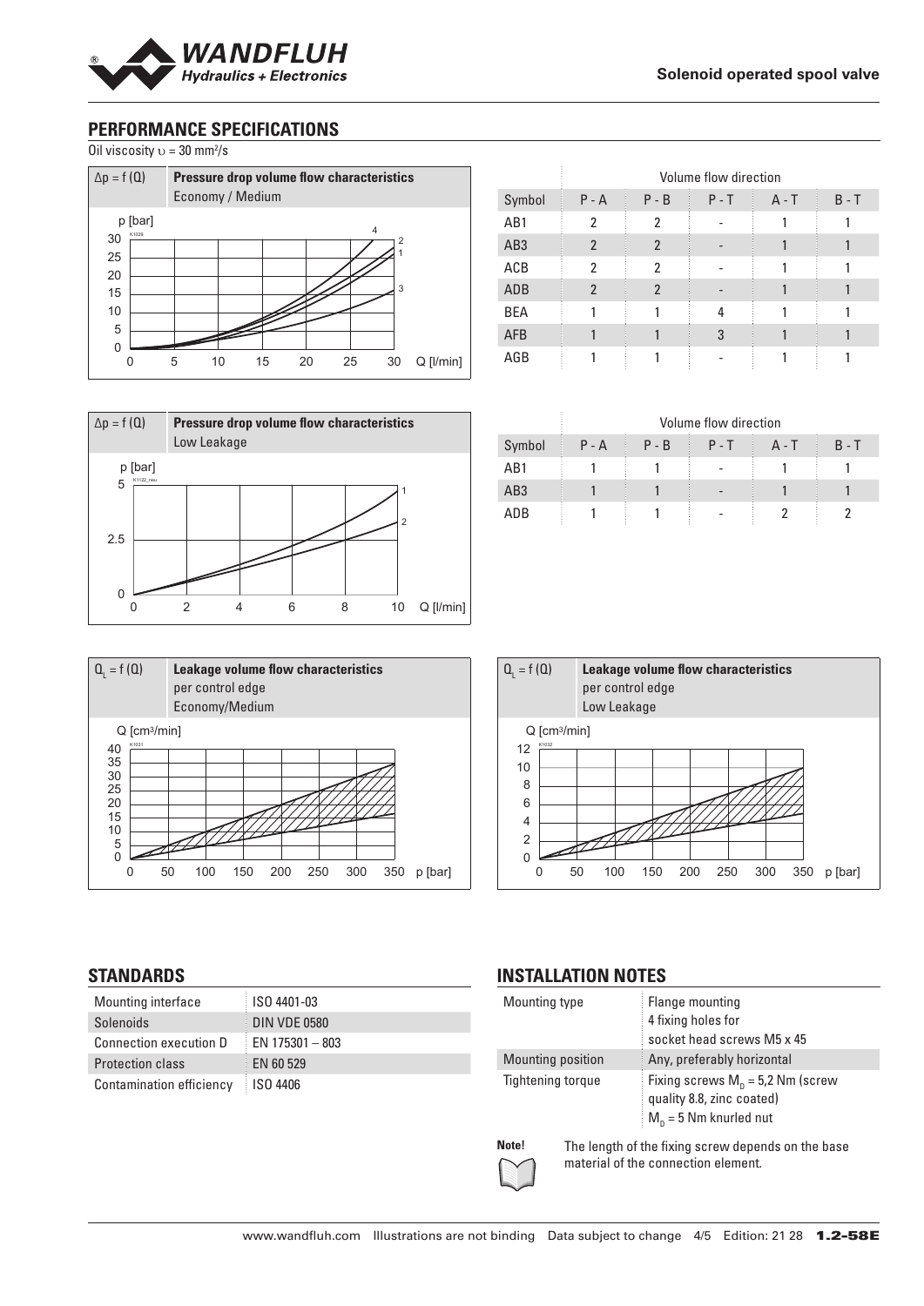## PERFORMANCE SPECIFICATIONS

Oil viscosity υ = 30 mm²/s

Δp = f (Q) **Pressure drop volume flow characteristics**
Economy / Medium

| | Volume flow direction | | | | |
|---|---|---|---|---|---|
| Symbol | P - A | P - B | P - T | A - T | B - T |
| AB1 | 2 | 2 | - | 1 | 1 |
| AB3 | 2 | 2 | - | 1 | 1 |
| ACB | 2 | 2 | - | 1 | 1 |
| ADB | 2 | 2 | - | 1 | 1 |
| BEA | 1 | 1 | 4 | 1 | 1 |
| AFB | 1 | 1 | 3 | 1 | 1 |
| AGB | 1 | 1 | - | 1 | 1 |

Δp = f (Q) **Pressure drop volume flow characteristics**
Low Leakage

| | Volume flow direction | | | | |
|---|---|---|---|---|---|
| Symbol | P - A | P - B | P - T | A - T | B - T |
| AB1 | 1 | 1 | - | 1 | 1 |
| AB3 | 1 | 1 | - | 1 | 1 |
| ADB | 1 | 1 | - | 2 | 2 |

$Q_L$ = f (Q) **Leakage volume flow characteristics**
per control edge
Economy/Medium

$Q_L$ = f (Q) **Leakage volume flow characteristics**
per control edge
Low Leakage

## STANDARDS

| | |
|---|---|
| Mounting interface | ISO 4401-03 |
| Solenoids | DIN VDE 0580 |
| Connection execution D | EN 175301 – 803 |
| Protection class | EN 60 529 |
| Contamination efficiency | ISO 4406 |

## INSTALLATION NOTES

| | |
|---|---|
| Mounting type | Flange mounting<br>4 fixing holes for<br>socket head screws M5 x 45 |
| Mounting position | Any, preferably horizontal |
| Tightening torque | Fixing screws $M_D$ = 5,2 Nm (screw quality 8.8, zinc coated)<br>$M_D$ = 5 Nm knurled nut |

**Note!** The length of the fixing screw depends on the base material of the connection element.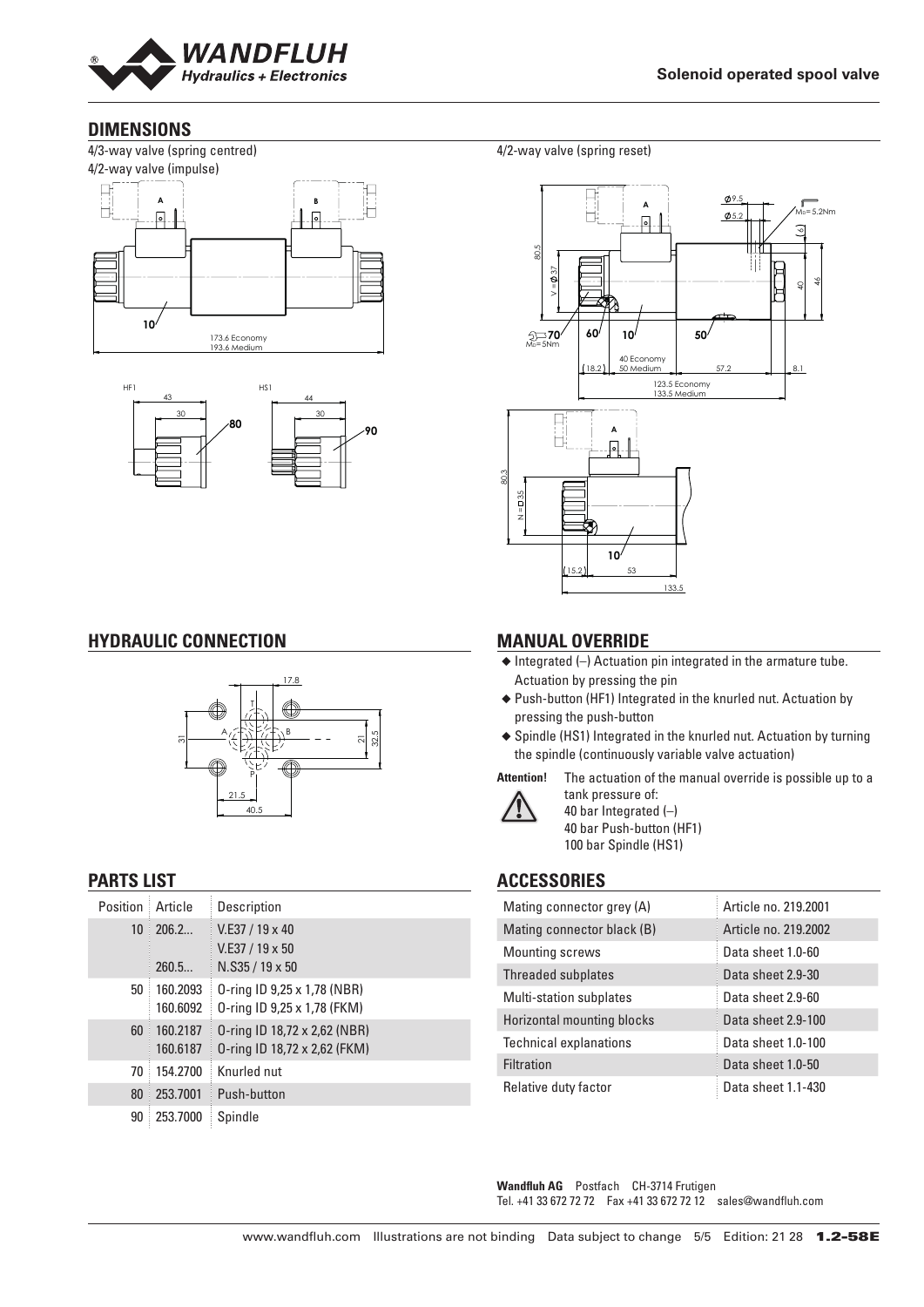## DIMENSIONS

4/3-way valve (spring centred)
4/2-way valve (impulse)

A
B
10
173.6 Economy
193.6 Medium

HF1
43
30
80

HS1
44
30
90

4/2-way valve (spring reset)

A
Ø9.5
Ø5.2
MD= 5.2Nm
(6)
80.5
V = Ø 37
40
46
70
MD=5Nm
60
10
50
(18.2)
40 Economy
50 Medium
57.2
8.1
123.5 Economy
133.5 Medium

A
80.3
N = □ 35
10
(15.2)
53
133.5

## HYDRAULIC CONNECTION

17.8
T
A
B
P
31
21
32.5
21.5
40.5

## MANUAL OVERRIDE

- Integrated (–) Actuation pin integrated in the armature tube. Actuation by pressing the pin
- Push-button (HF1) Integrated in the knurled nut. Actuation by pressing the push-button
- Spindle (HS1) Integrated in the knurled nut. Actuation by turning the spindle (continuously variable valve actuation)

**Attention!** The actuation of the manual override is possible up to a tank pressure of:
40 bar Integrated (–)
40 bar Push-button (HF1)
100 bar Spindle (HS1)

## PARTS LIST

| Position | Article | Description |
|---|---|---|
| 10 | 206.2...<br><br>260.5... | V.E37 / 19 x 40<br>V.E37 / 19 x 50<br>N.S35 / 19 x 50 |
| 50 | 160.2093<br>160.6092 | O-ring ID 9,25 x 1,78 (NBR)<br>O-ring ID 9,25 x 1,78 (FKM) |
| 60 | 160.2187<br>160.6187 | O-ring ID 18,72 x 2,62 (NBR)<br>O-ring ID 18,72 x 2,62 (FKM) |
| 70 | 154.2700 | Knurled nut |
| 80 | 253.7001 | Push-button |
| 90 | 253.7000 | Spindle |

## ACCESSORIES

| | |
|---|---|
| Mating connector grey (A) | Article no. 219.2001 |
| Mating connector black (B) | Article no. 219.2002 |
| Mounting screws | Data sheet 1.0-60 |
| Threaded subplates | Data sheet 2.9-30 |
| Multi-station subplates | Data sheet 2.9-60 |
| Horizontal mounting blocks | Data sheet 2.9-100 |
| Technical explanations | Data sheet 1.0-100 |
| Filtration | Data sheet 1.0-50 |
| Relative duty factor | Data sheet 1.1-430 |

**Wandfluh AG** Postfach CH-3714 Frutigen
Tel. +41 33 672 72 72 Fax +41 33 672 72 12 sales@wandfluh.com